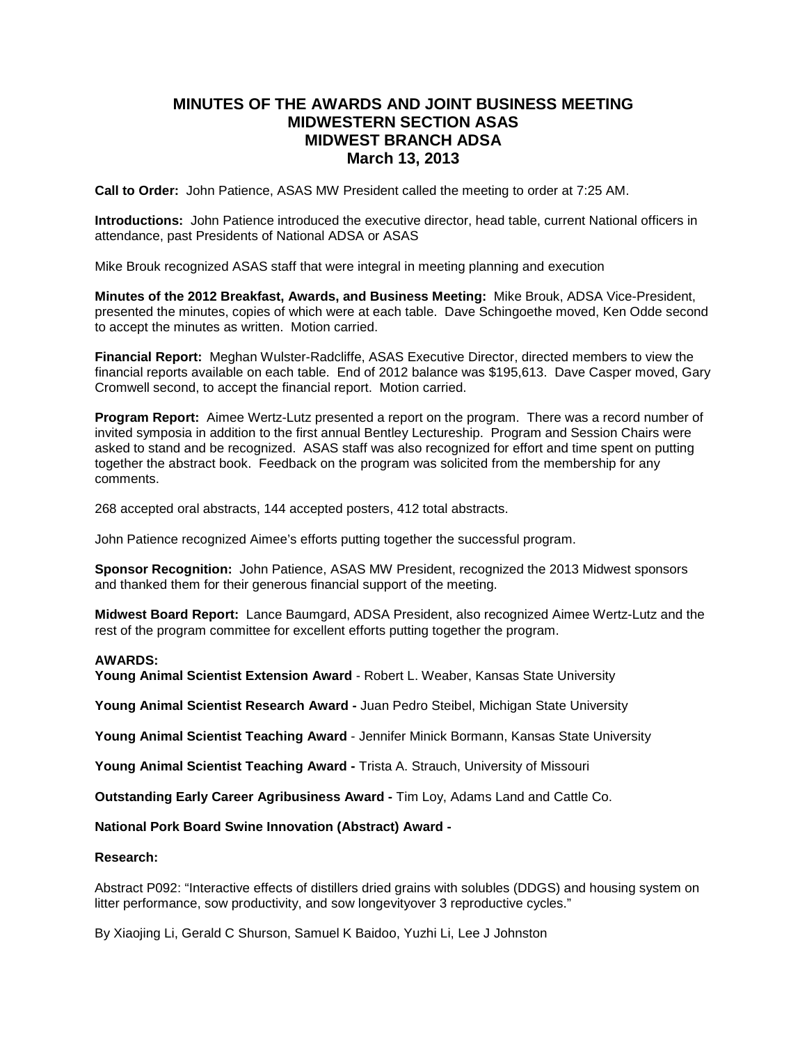# MINUTES OF THE AWARDS AND JOINT BUSINESS MEETING
# MIDWESTERN SECTION ASAS
# MIDWEST BRANCH ADSA
# March 13, 2013

**Call to Order:** John Patience, ASAS MW President called the meeting to order at 7:25 AM.

**Introductions:** John Patience introduced the executive director, head table, current National officers in attendance, past Presidents of National ADSA or ASAS

Mike Brouk recognized ASAS staff that were integral in meeting planning and execution

**Minutes of the 2012 Breakfast, Awards, and Business Meeting:** Mike Brouk, ADSA Vice-President, presented the minutes, copies of which were at each table. Dave Schingoethe moved, Ken Odde second to accept the minutes as written. Motion carried.

**Financial Report:** Meghan Wulster-Radcliffe, ASAS Executive Director, directed members to view the financial reports available on each table. End of 2012 balance was $195,613. Dave Casper moved, Gary Cromwell second, to accept the financial report. Motion carried.

**Program Report:** Aimee Wertz-Lutz presented a report on the program. There was a record number of invited symposia in addition to the first annual Bentley Lectureship. Program and Session Chairs were asked to stand and be recognized. ASAS staff was also recognized for effort and time spent on putting together the abstract book. Feedback on the program was solicited from the membership for any comments.

268 accepted oral abstracts, 144 accepted posters, 412 total abstracts.

John Patience recognized Aimee's efforts putting together the successful program.

**Sponsor Recognition:** John Patience, ASAS MW President, recognized the 2013 Midwest sponsors and thanked them for their generous financial support of the meeting.

**Midwest Board Report:** Lance Baumgard, ADSA President, also recognized Aimee Wertz-Lutz and the rest of the program committee for excellent efforts putting together the program.

**AWARDS:**

**Young Animal Scientist Extension Award** - Robert L. Weaber, Kansas State University

**Young Animal Scientist Research Award -** Juan Pedro Steibel, Michigan State University

**Young Animal Scientist Teaching Award** - Jennifer Minick Bormann, Kansas State University

**Young Animal Scientist Teaching Award -** Trista A. Strauch, University of Missouri

**Outstanding Early Career Agribusiness Award -** Tim Loy, Adams Land and Cattle Co.

**National Pork Board Swine Innovation (Abstract) Award -**

**Research:**

Abstract P092: "Interactive effects of distillers dried grains with solubles (DDGS) and housing system on litter performance, sow productivity, and sow longevityover 3 reproductive cycles."

By Xiaojing Li, Gerald C Shurson, Samuel K Baidoo, Yuzhi Li, Lee J Johnston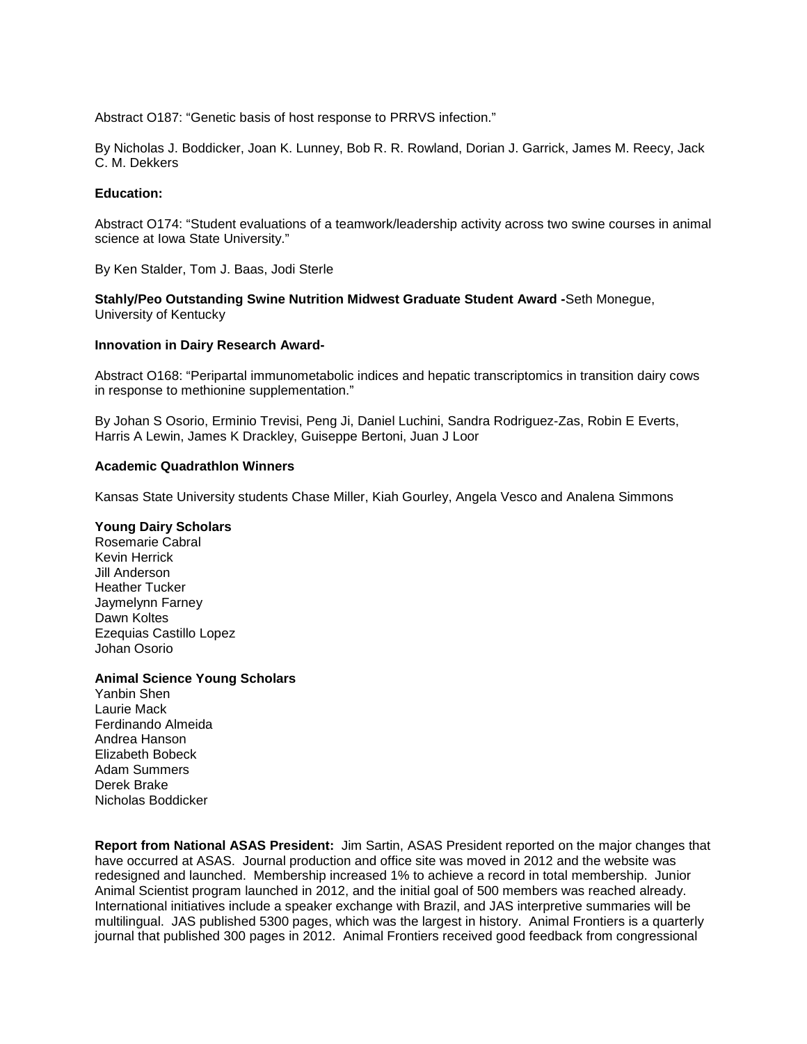Abstract O187: "Genetic basis of host response to PRRVS infection."

By Nicholas J. Boddicker, Joan K. Lunney, Bob R. R. Rowland, Dorian J. Garrick, James M. Reecy, Jack C. M. Dekkers

**Education:**

Abstract O174: "Student evaluations of a teamwork/leadership activity across two swine courses in animal science at Iowa State University."

By Ken Stalder, Tom J. Baas, Jodi Sterle

**Stahly/Peo Outstanding Swine Nutrition Midwest Graduate Student Award -**Seth Monegue, University of Kentucky

**Innovation in Dairy Research Award-**

Abstract O168: "Peripartal immunometabolic indices and hepatic transcriptomics in transition dairy cows in response to methionine supplementation."

By Johan S Osorio, Erminio Trevisi, Peng Ji, Daniel Luchini, Sandra Rodriguez-Zas, Robin E Everts, Harris A Lewin, James K Drackley, Guiseppe Bertoni, Juan J Loor

**Academic Quadrathlon Winners**

Kansas State University students Chase Miller, Kiah Gourley, Angela Vesco and Analena Simmons

**Young Dairy Scholars**
Rosemarie Cabral
Kevin Herrick
Jill Anderson
Heather Tucker
Jaymelynn Farney
Dawn Koltes
Ezequias Castillo Lopez
Johan Osorio

**Animal Science Young Scholars**
Yanbin Shen
Laurie Mack
Ferdinando Almeida
Andrea Hanson
Elizabeth Bobeck
Adam Summers
Derek Brake
Nicholas Boddicker

**Report from National ASAS President:** Jim Sartin, ASAS President reported on the major changes that have occurred at ASAS. Journal production and office site was moved in 2012 and the website was redesigned and launched. Membership increased 1% to achieve a record in total membership. Junior Animal Scientist program launched in 2012, and the initial goal of 500 members was reached already. International initiatives include a speaker exchange with Brazil, and JAS interpretive summaries will be multilingual. JAS published 5300 pages, which was the largest in history. Animal Frontiers is a quarterly journal that published 300 pages in 2012. Animal Frontiers received good feedback from congressional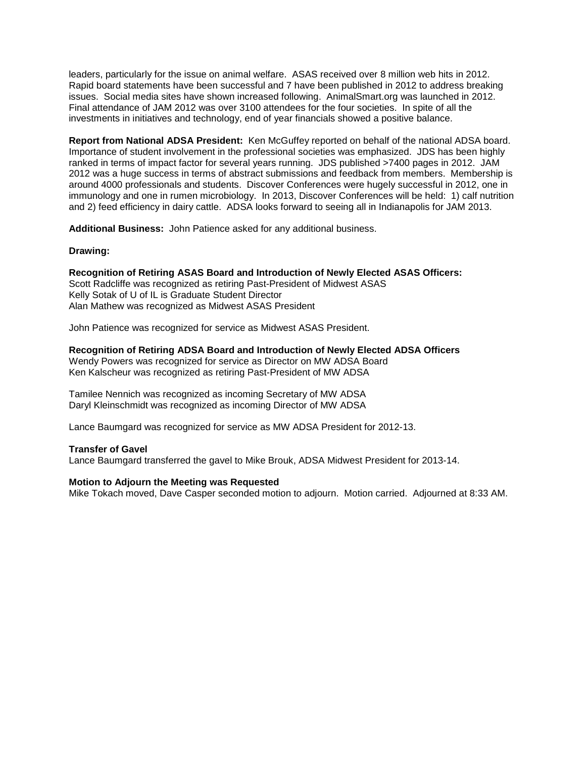leaders, particularly for the issue on animal welfare. ASAS received over 8 million web hits in 2012. Rapid board statements have been successful and 7 have been published in 2012 to address breaking issues. Social media sites have shown increased following. AnimalSmart.org was launched in 2012. Final attendance of JAM 2012 was over 3100 attendees for the four societies. In spite of all the investments in initiatives and technology, end of year financials showed a positive balance.

**Report from National ADSA President:** Ken McGuffey reported on behalf of the national ADSA board. Importance of student involvement in the professional societies was emphasized. JDS has been highly ranked in terms of impact factor for several years running. JDS published >7400 pages in 2012. JAM 2012 was a huge success in terms of abstract submissions and feedback from members. Membership is around 4000 professionals and students. Discover Conferences were hugely successful in 2012, one in immunology and one in rumen microbiology. In 2013, Discover Conferences will be held: 1) calf nutrition and 2) feed efficiency in dairy cattle. ADSA looks forward to seeing all in Indianapolis for JAM 2013.

**Additional Business:** John Patience asked for any additional business.

**Drawing:**

**Recognition of Retiring ASAS Board and Introduction of Newly Elected ASAS Officers:**
Scott Radcliffe was recognized as retiring Past-President of Midwest ASAS
Kelly Sotak of U of IL is Graduate Student Director
Alan Mathew was recognized as Midwest ASAS President

John Patience was recognized for service as Midwest ASAS President.

**Recognition of Retiring ADSA Board and Introduction of Newly Elected ADSA Officers**
Wendy Powers was recognized for service as Director on MW ADSA Board
Ken Kalscheur was recognized as retiring Past-President of MW ADSA

Tamilee Nennich was recognized as incoming Secretary of MW ADSA
Daryl Kleinschmidt was recognized as incoming Director of MW ADSA

Lance Baumgard was recognized for service as MW ADSA President for 2012-13.

**Transfer of Gavel**
Lance Baumgard transferred the gavel to Mike Brouk, ADSA Midwest President for 2013-14.

**Motion to Adjourn the Meeting was Requested**
Mike Tokach moved, Dave Casper seconded motion to adjourn. Motion carried. Adjourned at 8:33 AM.